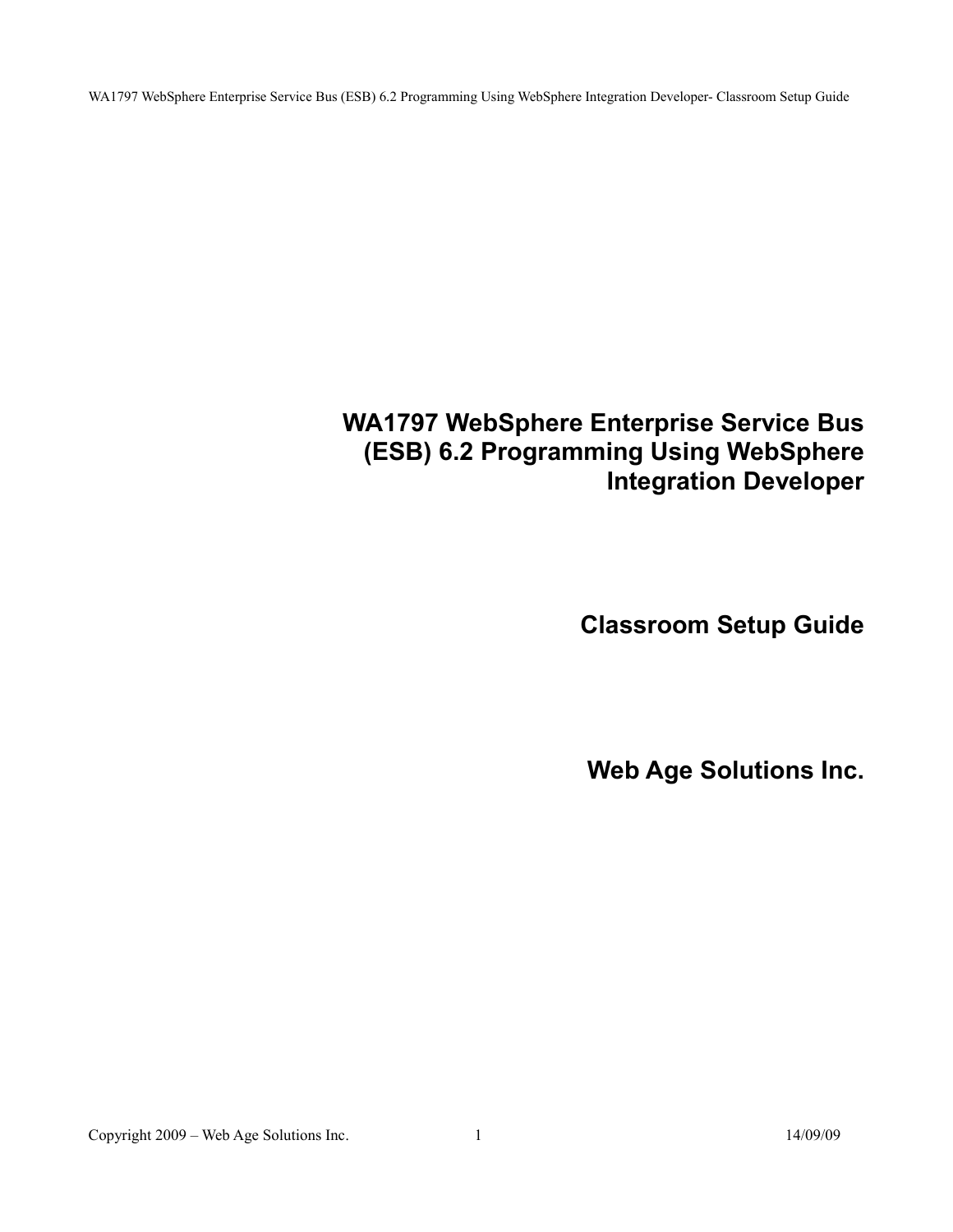# WA1797 WebSphere Enterprise Service Bus (ESB) 6.2 Programming Using WebSphere Integration Developer

## Classroom Setup Guide

## Web Age Solutions Inc.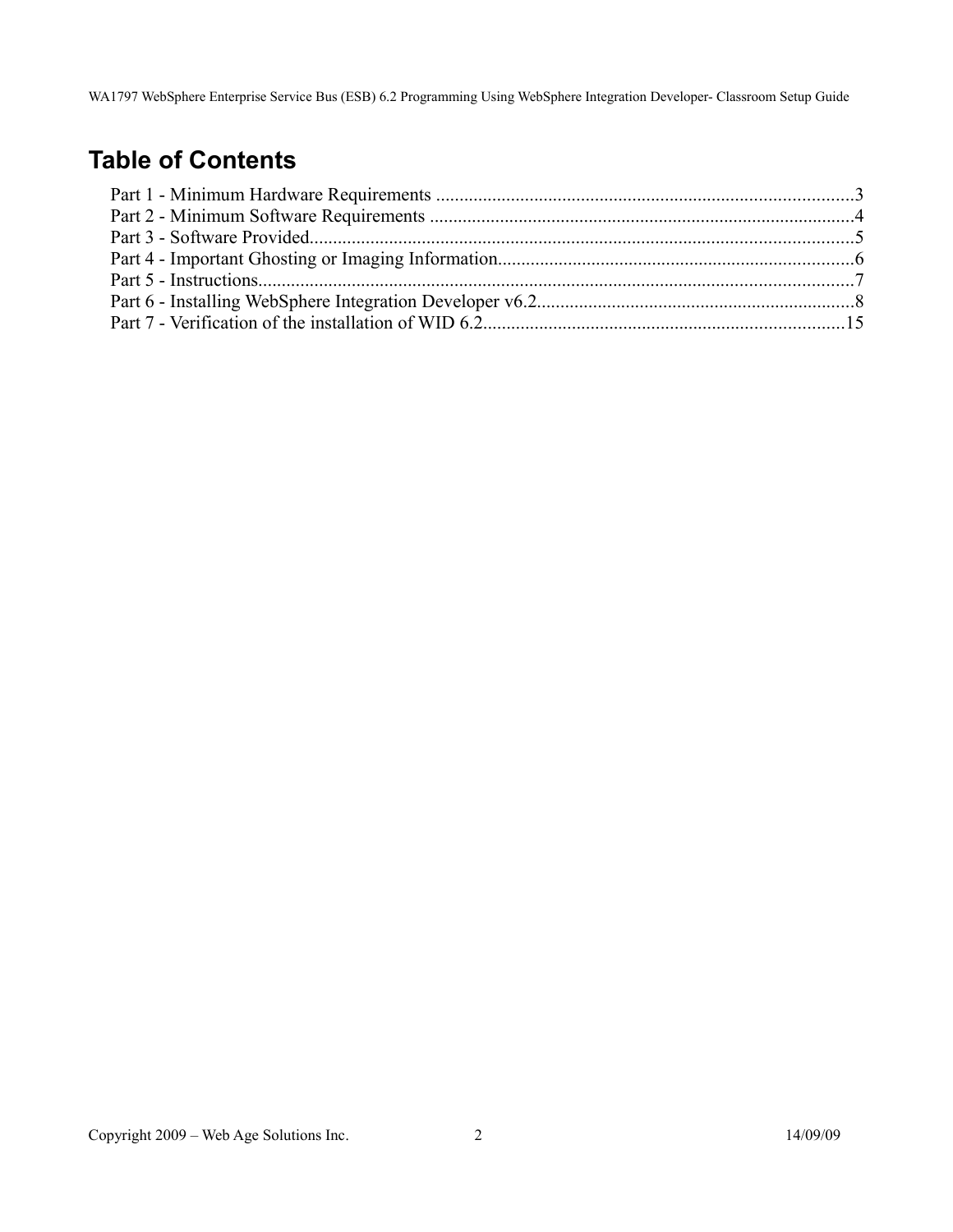# Table of Contents

Part 1 - Minimum Hardware Requirements ........................................................................................3
Part 2 - Minimum Software Requirements ..........................................................................................4
Part 3 - Software Provided....................................................................................................................5
Part 4 - Important Ghosting or Imaging Information............................................................................6
Part 5 - Instructions...............................................................................................................................7
Part 6 - Installing WebSphere Integration Developer v6.2....................................................................8
Part 7 - Verification of the installation of WID 6.2.............................................................................15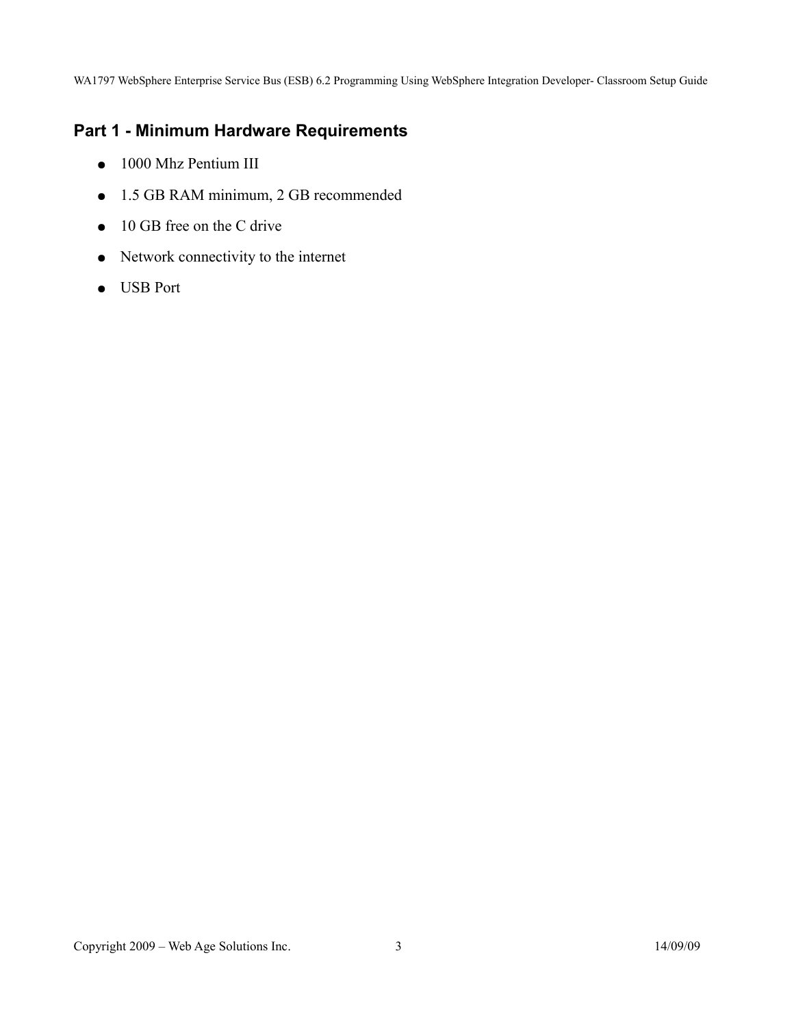## Part 1 - Minimum Hardware Requirements

- 1000 Mhz Pentium III
- 1.5 GB RAM minimum, 2 GB recommended
- 10 GB free on the C drive
- Network connectivity to the internet
- USB Port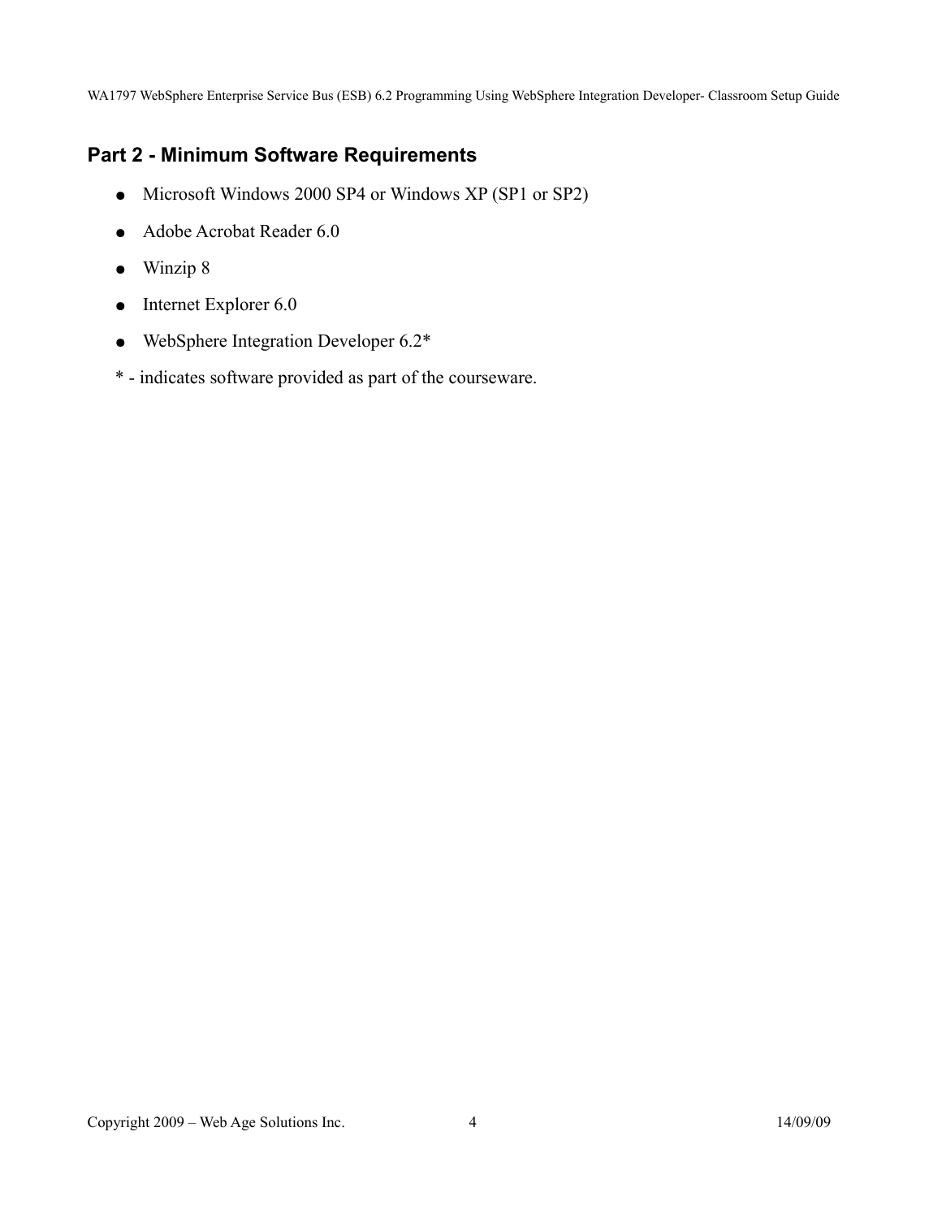## Part 2 - Minimum Software Requirements

- Microsoft Windows 2000 SP4 or Windows XP (SP1 or SP2)
- Adobe Acrobat Reader 6.0
- Winzip 8
- Internet Explorer 6.0
- WebSphere Integration Developer 6.2*

* - indicates software provided as part of the courseware.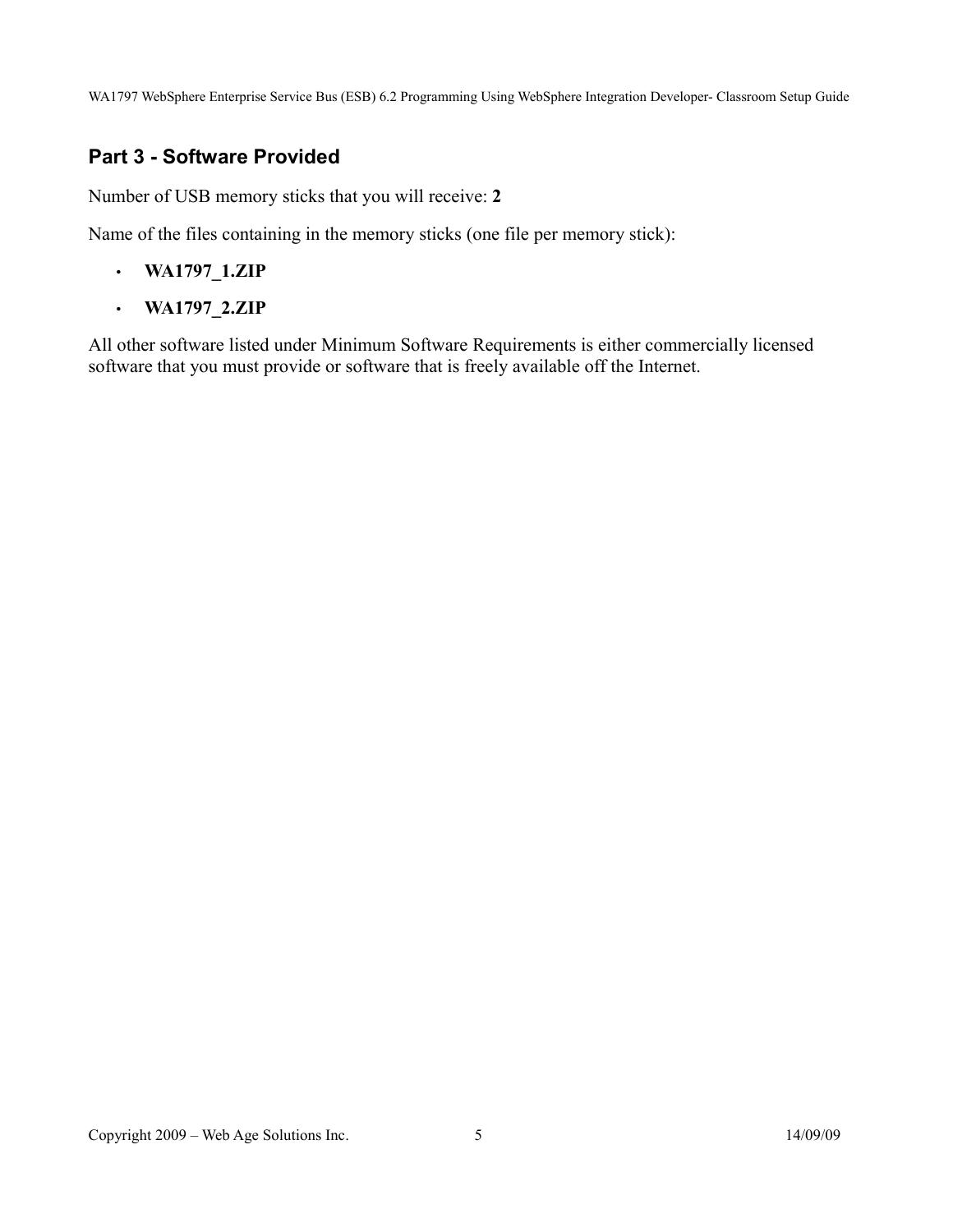## Part 3 - Software Provided

Number of USB memory sticks that you will receive: **2**

Name of the files containing in the memory sticks (one file per memory stick):

- **WA1797_1.ZIP**
- **WA1797_2.ZIP**

All other software listed under Minimum Software Requirements is either commercially licensed software that you must provide or software that is freely available off the Internet.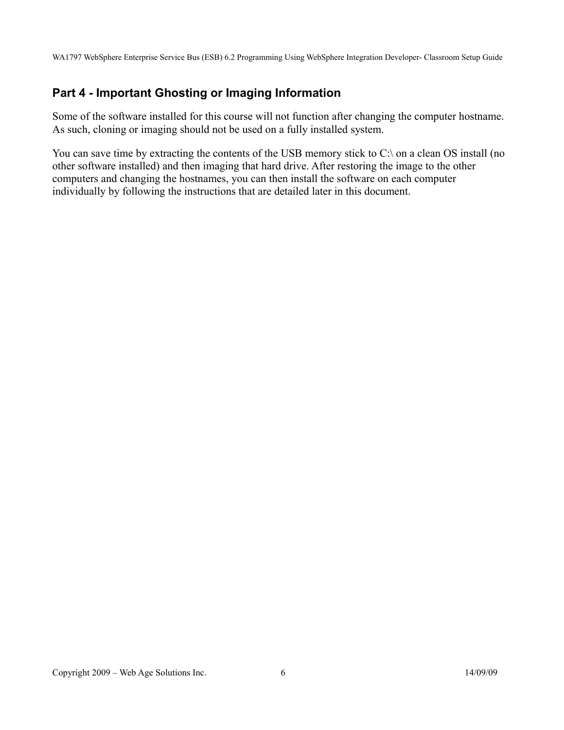## Part 4 - Important Ghosting or Imaging Information

Some of the software installed for this course will not function after changing the computer hostname. As such, cloning or imaging should not be used on a fully installed system.

You can save time by extracting the contents of the USB memory stick to C:\ on a clean OS install (no other software installed) and then imaging that hard drive. After restoring the image to the other computers and changing the hostnames, you can then install the software on each computer individually by following the instructions that are detailed later in this document.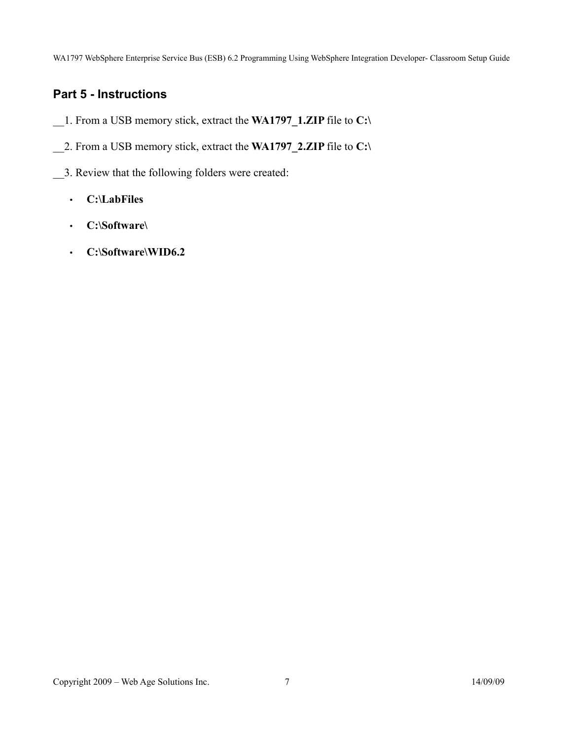## Part 5 - Instructions

__1. From a USB memory stick, extract the **WA1797_1.ZIP** file to **C:\**

__2. From a USB memory stick, extract the **WA1797_2.ZIP** file to **C:\**

__3. Review that the following folders were created:

- **C:\LabFiles**
- **C:\Software\**
- **C:\Software\WID6.2**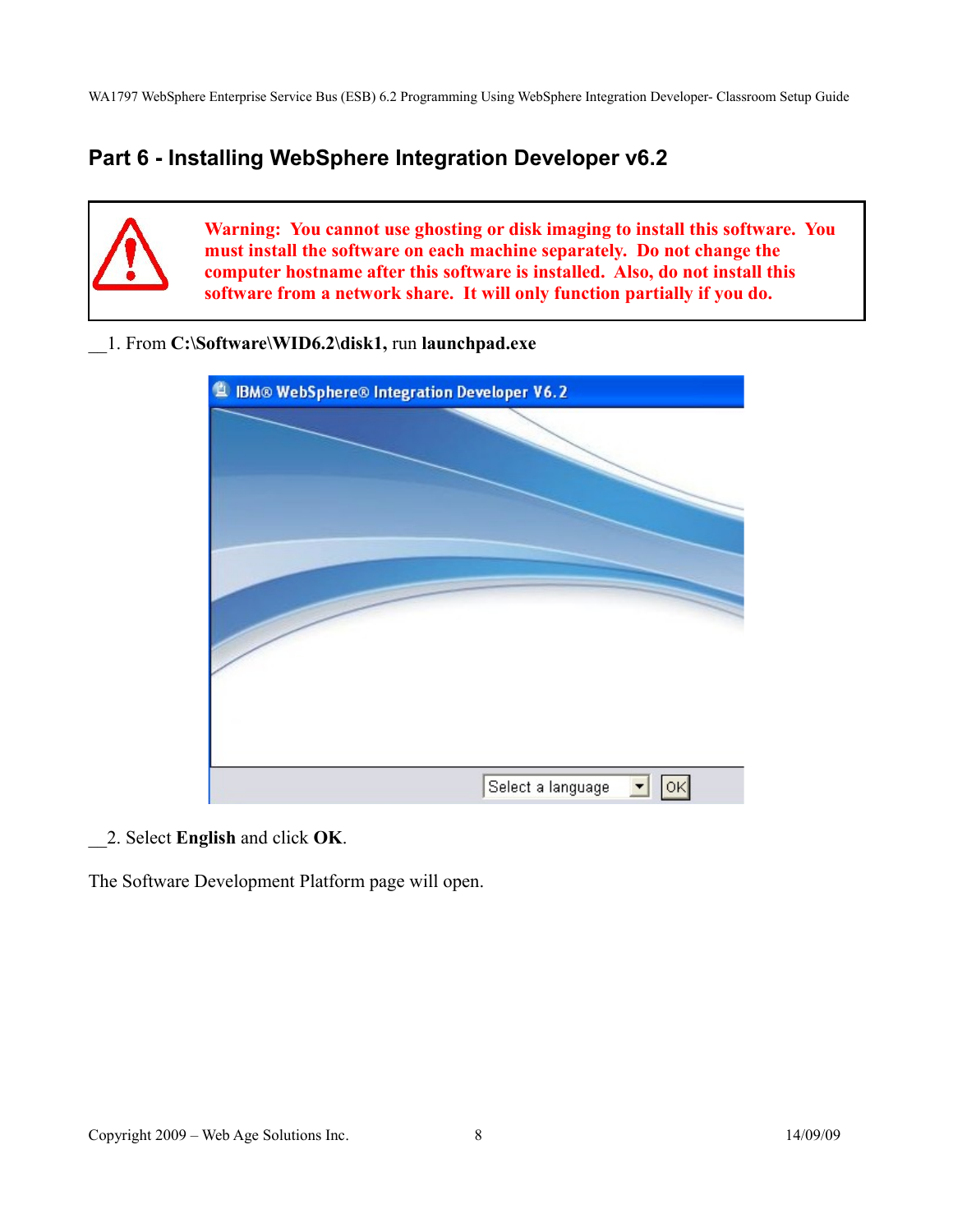## Part 6 - Installing WebSphere Integration Developer v6.2

> **Warning: You cannot use ghosting or disk imaging to install this software. You must install the software on each machine separately. Do not change the computer hostname after this software is installed. Also, do not install this software from a network share. It will only function partially if you do.**

__1. From **C:\Software\WID6.2\disk1,** run **launchpad.exe**

__2. Select **English** and click **OK**.

The Software Development Platform page will open.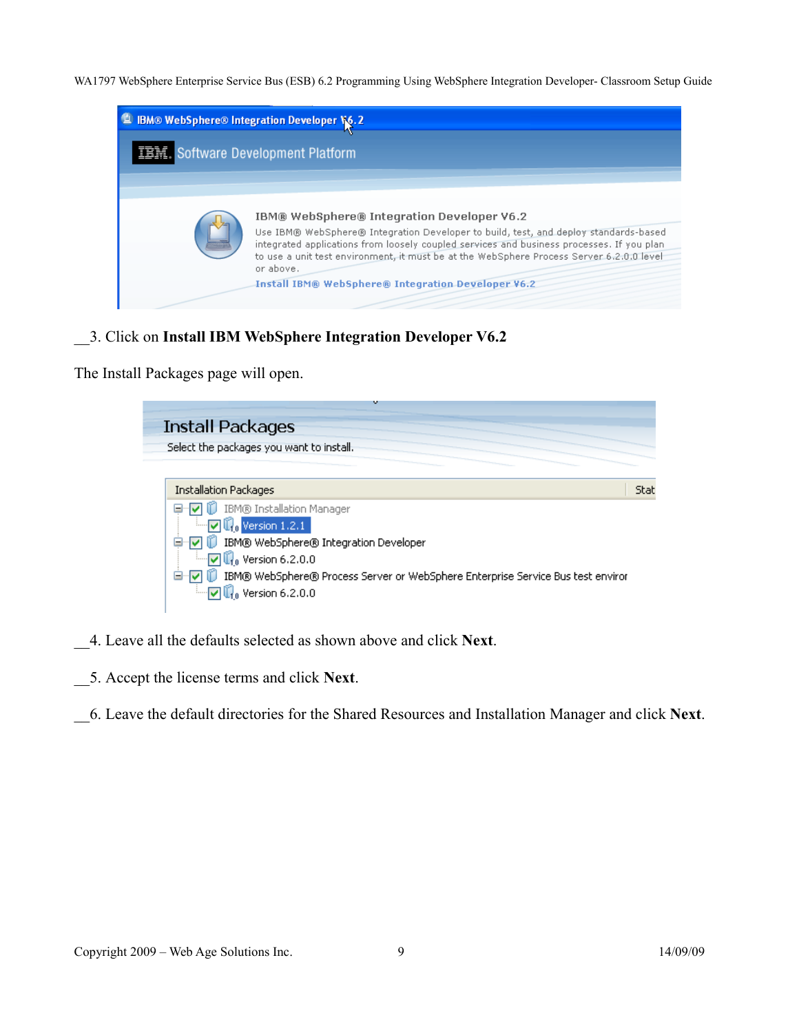__3. Click on **Install IBM WebSphere Integration Developer V6.2**

The Install Packages page will open.

__4. Leave all the defaults selected as shown above and click **Next**.

__5. Accept the license terms and click **Next**.

__6. Leave the default directories for the Shared Resources and Installation Manager and click **Next**.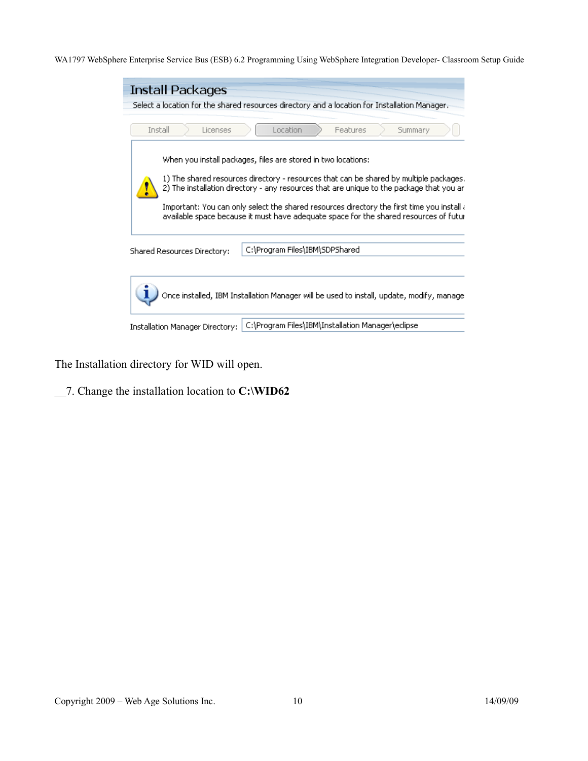The Installation directory for WID will open.

__7. Change the installation location to **C:\WID62**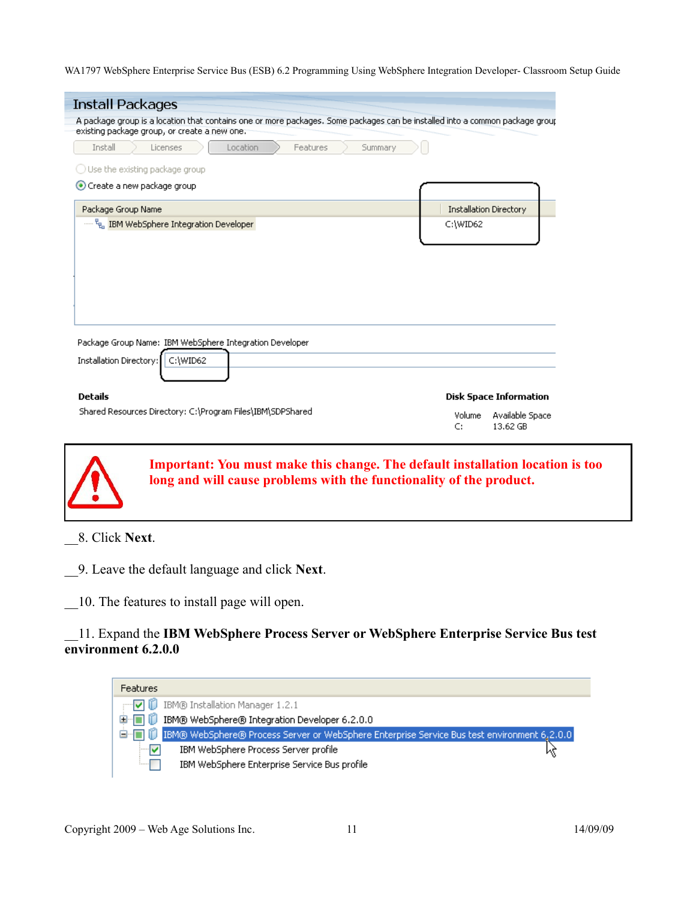Install Packages

A package group is a location that contains one or more packages. Some packages can be installed into a common package group existing package group, or create a new one.

Install | Licenses | Location | Features | Summary

Use the existing package group

Create a new package group

| Package Group Name | Installation Directory |
| --- | --- |
| IBM WebSphere Integration Developer | C:\WID62 |

Package Group Name: IBM WebSphere Integration Developer

Installation Directory: C:\WID62

**Details**

Shared Resources Directory: C:\Program Files\IBM\SDPShared

**Disk Space Information**

| Volume | Available Space |
| --- | --- |
| C: | 13.62 GB |

**Important: You must make this change. The default installation location is too long and will cause problems with the functionality of the product.**

__8. Click **Next**.

__9. Leave the default language and click **Next**.

__10. The features to install page will open.

__11. Expand the **IBM WebSphere Process Server or WebSphere Enterprise Service Bus test environment 6.2.0.0**

Features

- IBM® Installation Manager 1.2.1
- IBM® WebSphere® Integration Developer 6.2.0.0
- IBM® WebSphere® Process Server or WebSphere Enterprise Service Bus test environment 6.2.0.0
  - IBM WebSphere Process Server profile
  - IBM WebSphere Enterprise Service Bus profile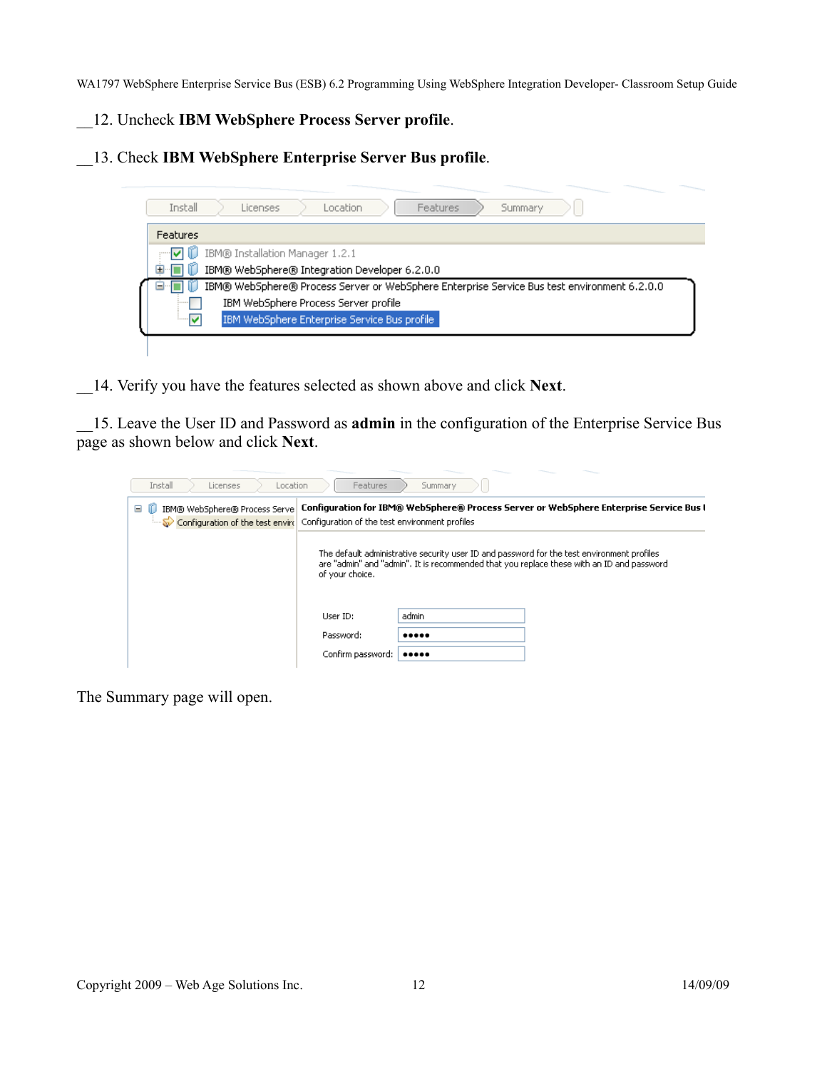__12. Uncheck **IBM WebSphere Process Server profile**.

__13. Check **IBM WebSphere Enterprise Server Bus profile**.

__14. Verify you have the features selected as shown above and click **Next**.

__15. Leave the User ID and Password as **admin** in the configuration of the Enterprise Service Bus page as shown below and click **Next**.

The Summary page will open.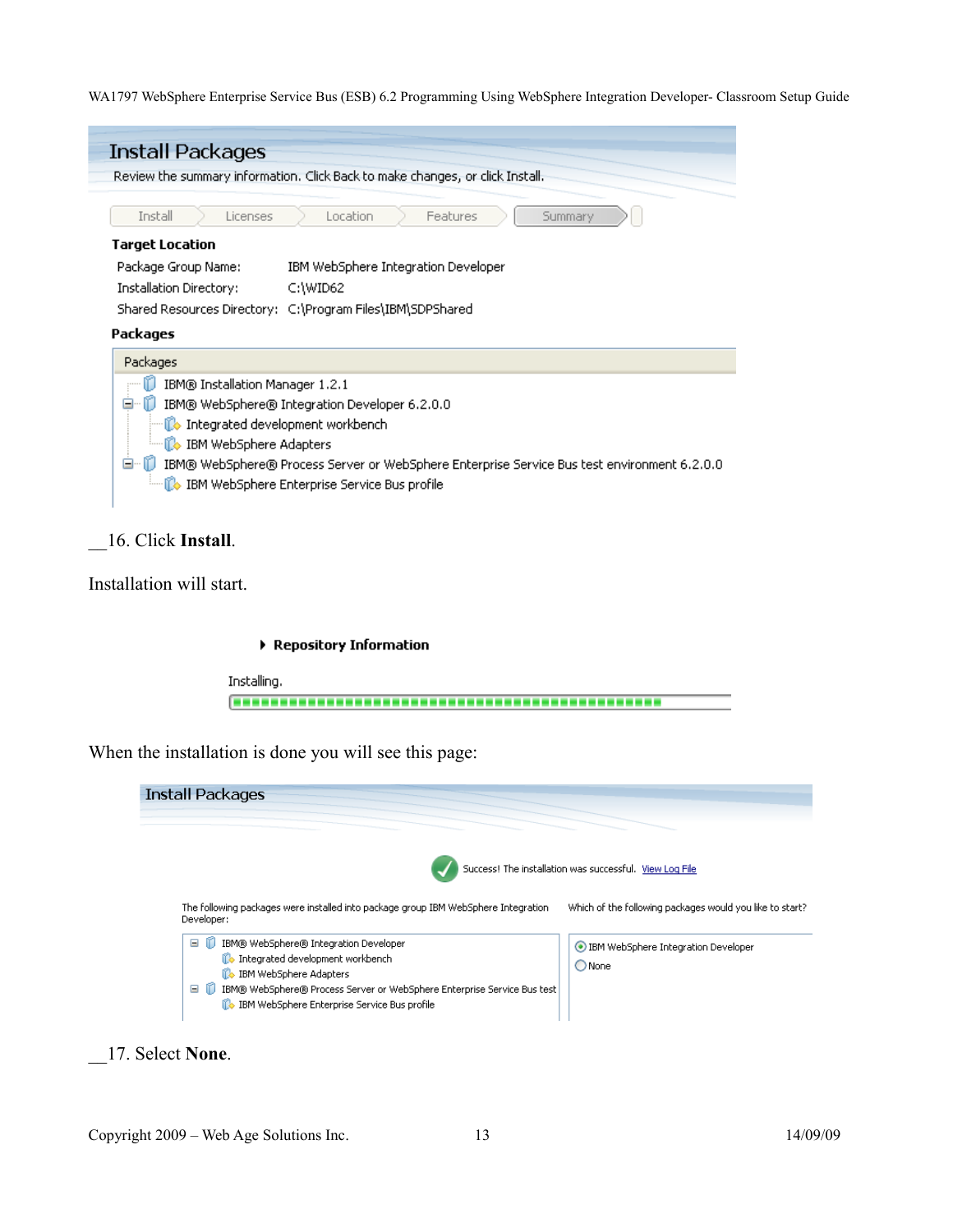## Install Packages

Review the summary information. Click Back to make changes, or click Install.

Install | Licenses | Location | Features | Summary

**Target Location**

Package Group Name: IBM WebSphere Integration Developer

Installation Directory: C:\WID62

Shared Resources Directory: C:\Program Files\IBM\SDPShared

**Packages**

Packages

- IBM® Installation Manager 1.2.1
- IBM® WebSphere® Integration Developer 6.2.0.0
  - Integrated development workbench
  - IBM WebSphere Adapters
- IBM® WebSphere® Process Server or WebSphere Enterprise Service Bus test environment 6.2.0.0
  - IBM WebSphere Enterprise Service Bus profile

__16. Click **Install**.

Installation will start.

**Repository Information**

Installing.

When the installation is done you will see this page:

Install Packages

Success! The installation was successful. View Log File

The following packages were installed into package group IBM WebSphere Integration Developer:

- IBM® WebSphere® Integration Developer
  - Integrated development workbench
  - IBM WebSphere Adapters
- IBM® WebSphere® Process Server or WebSphere Enterprise Service Bus test
  - IBM WebSphere Enterprise Service Bus profile

Which of the following packages would you like to start?

- IBM WebSphere Integration Developer
- None

__17. Select **None**.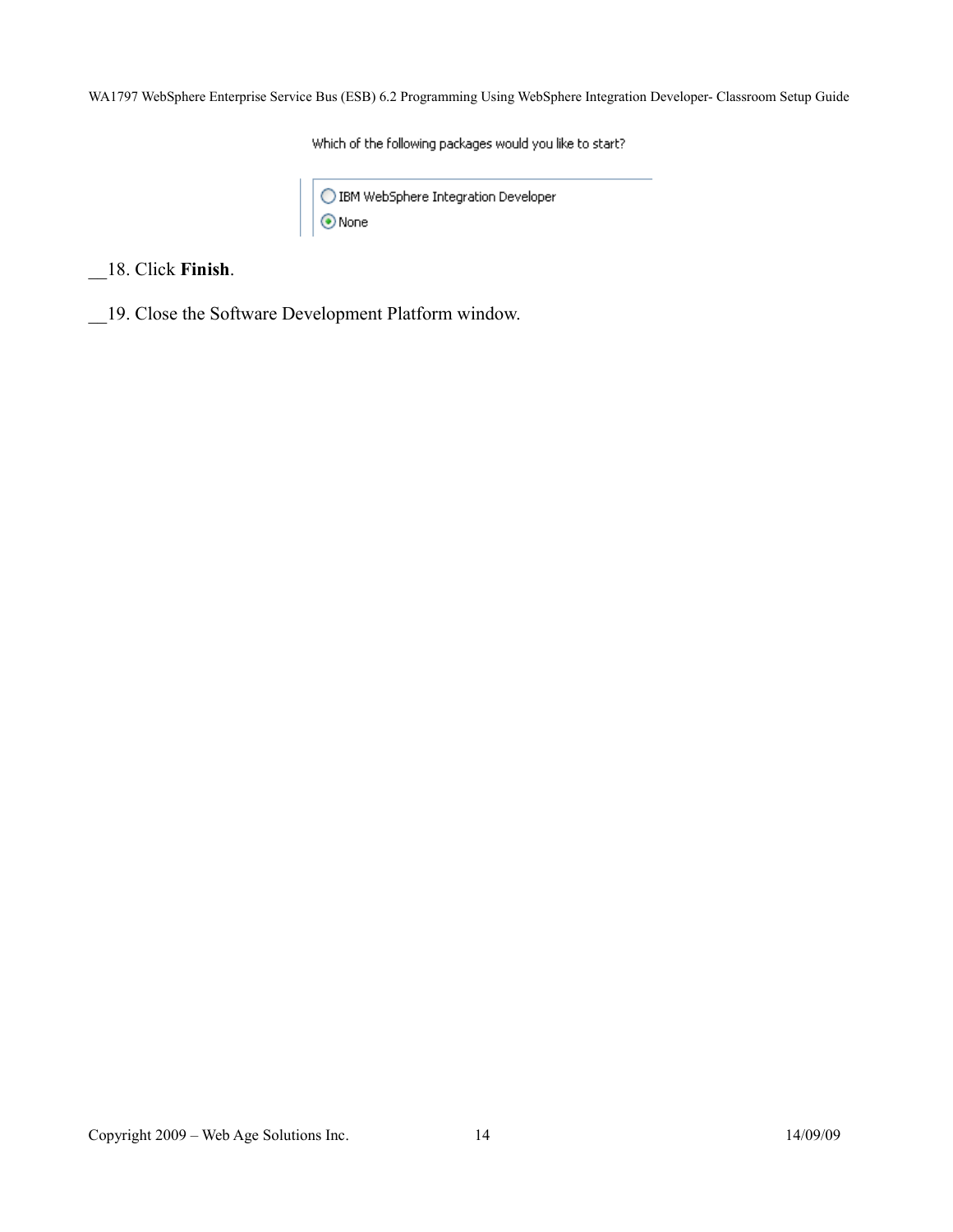Which of the following packages would you like to start?

- ○ IBM WebSphere Integration Developer
- ◉ None

__18. Click **Finish**.

__19. Close the Software Development Platform window.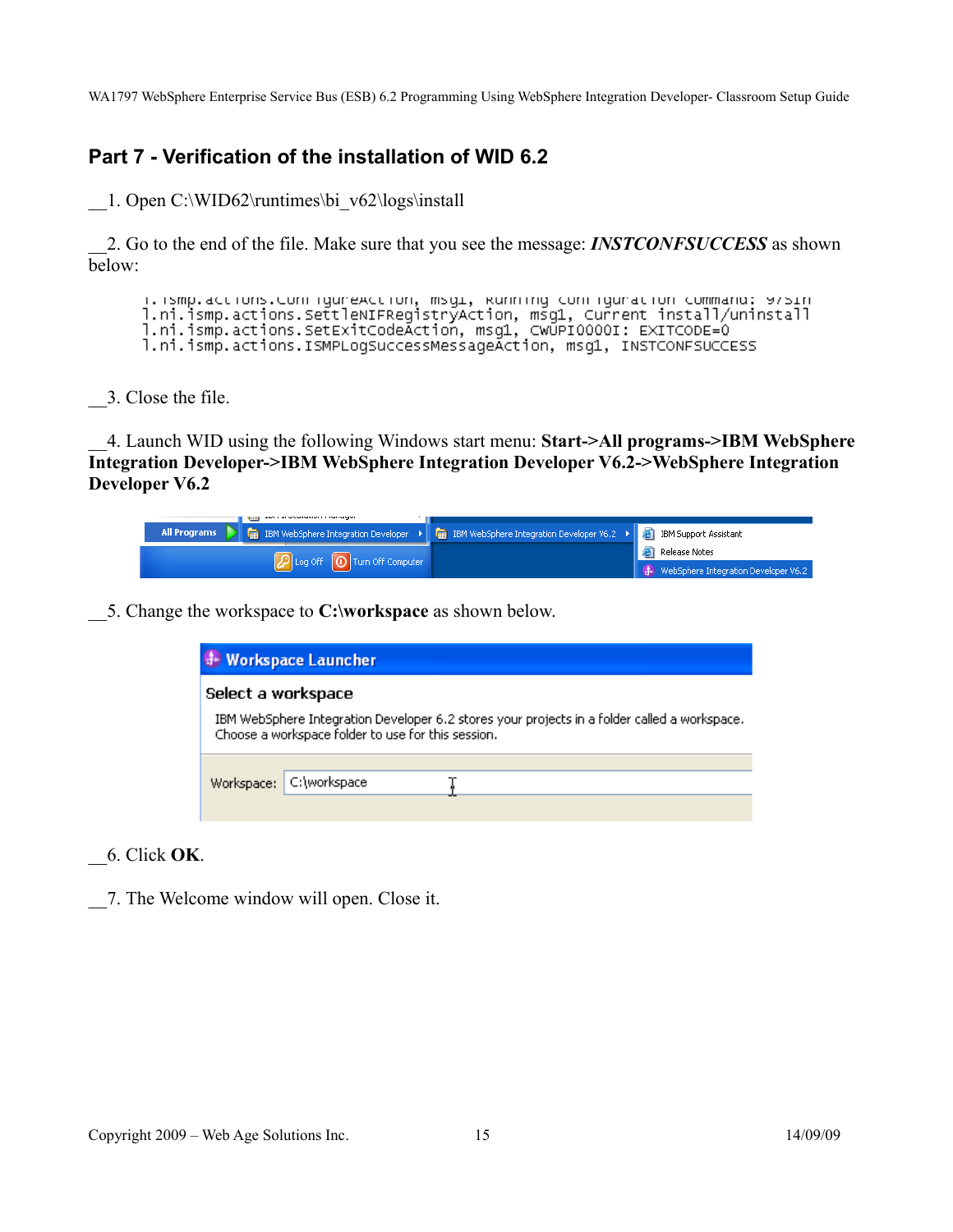## Part 7 - Verification of the installation of WID 6.2

__1. Open C:\WID62\runtimes\bi_v62\logs\install

__2. Go to the end of the file. Make sure that you see the message: ***INSTCONFSUCCESS*** as shown below:

```
l.ni.ismp.actions.ConfigureAction, msg1, Running configuration command: 97sin
l.ni.ismp.actions.SettleNIFRegistryAction, msg1, Current install/uninstall
l.ni.ismp.actions.SetExitCodeAction, msg1, CWUPI0000I: EXITCODE=0
l.ni.ismp.actions.ISMPLogSuccessMessageAction, msg1, INSTCONFSUCCESS
```

__3. Close the file.

__4. Launch WID using the following Windows start menu: **Start->All programs->IBM WebSphere Integration Developer->IBM WebSphere Integration Developer V6.2->WebSphere Integration Developer V6.2**

__5. Change the workspace to **C:\workspace** as shown below.

__6. Click **OK**.

__7. The Welcome window will open. Close it.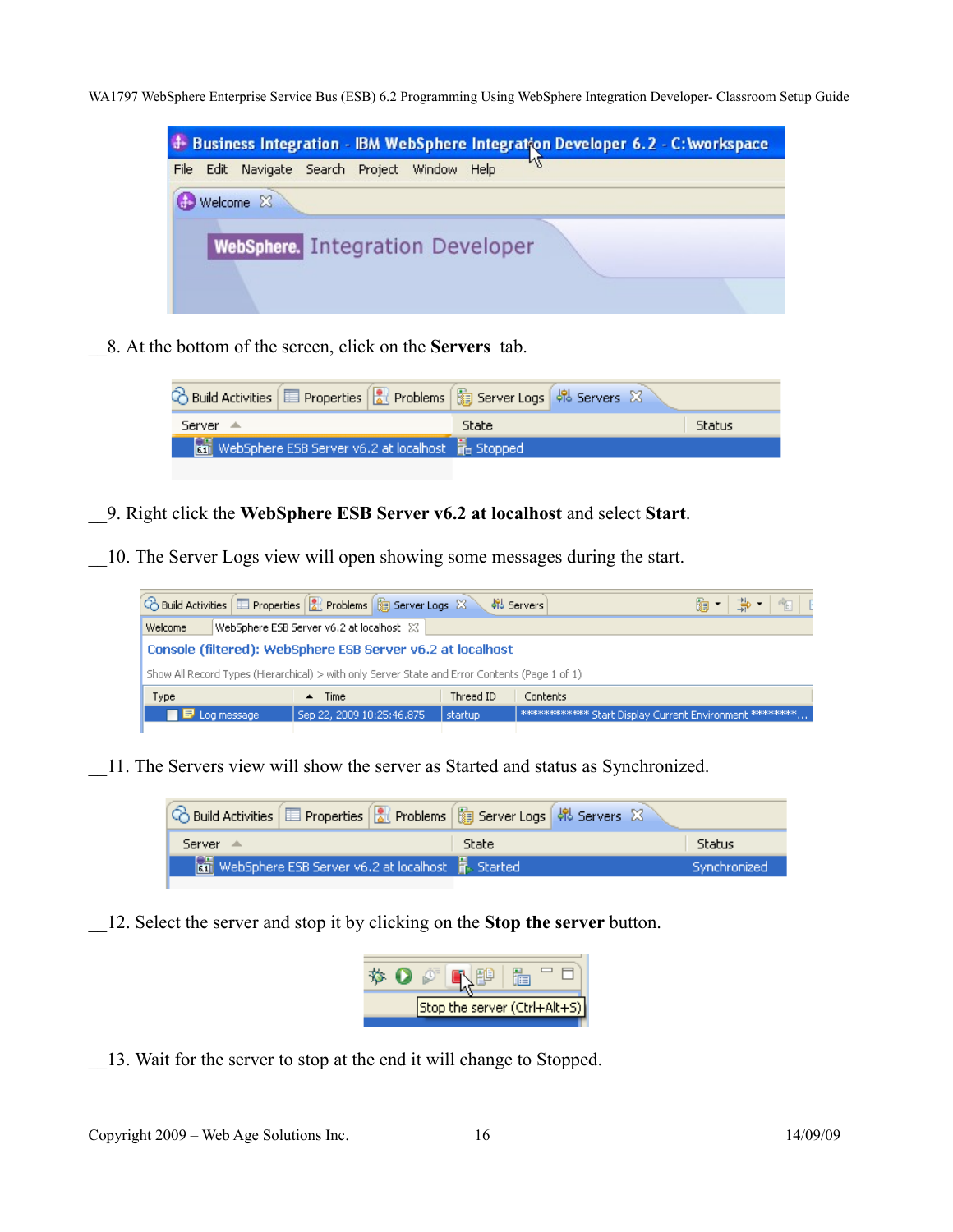__8. At the bottom of the screen, click on the **Servers** tab.

__9. Right click the **WebSphere ESB Server v6.2 at localhost** and select **Start**.

__10. The Server Logs view will open showing some messages during the start.

__11. The Servers view will show the server as Started and status as Synchronized.

__12. Select the server and stop it by clicking on the **Stop the server** button.

__13. Wait for the server to stop at the end it will change to Stopped.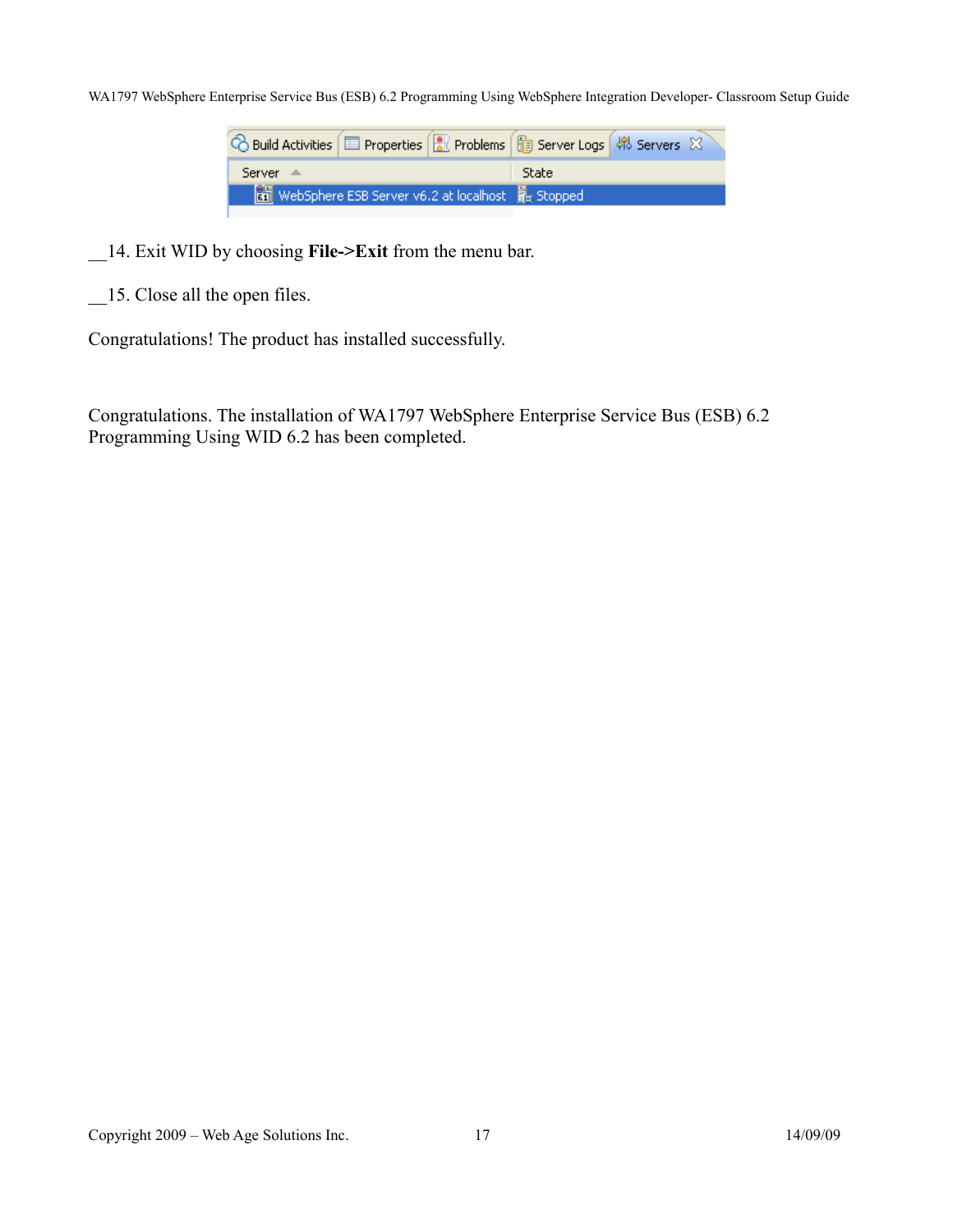__14. Exit WID by choosing **File->Exit** from the menu bar.

__15. Close all the open files.

Congratulations! The product has installed successfully.

Congratulations. The installation of WA1797 WebSphere Enterprise Service Bus (ESB) 6.2 Programming Using WID 6.2 has been completed.